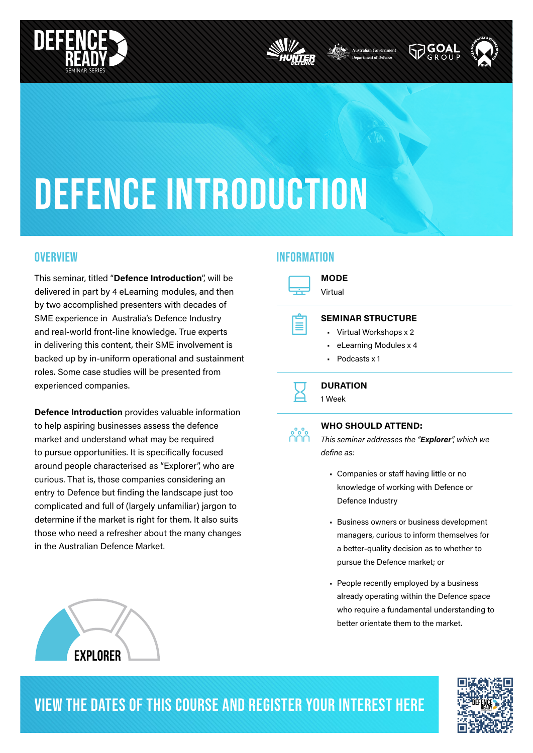# DEFENCE INTRODUCTION

## OVERVIEW

This seminar, titled "**Defence Introduction**", will be delivered in part by 4 eLearning modules, and then by two accomplished presenters with decades of SME experience in Australia's Defence Industry and real-world front-line knowledge. True experts in delivering this content, their SME involvement is backed up by in-uniform operational and sustainment roles. Some case studies will be presented from experienced companies.

**Defence Introduction** provides valuable information to help aspiring businesses assess the defence market and understand what may be required to pursue opportunities. It is specifically focused around people characterised as "Explorer", who are curious. That is, those companies considering an entry to Defence but finding the landscape just too complicated and full of (largely unfamiliar) jargon to determine if the market is right for them. It also suits those who need a refresher about the many changes in the Australian Defence Market.

EXPLORER

## INFORMATION

**MODE**

Virtual

**SEMINAR STRUCTURE**

- Virtual Workshops x 2
- eLearning Modules x 4
- Podcasts x 1

**DURATION**

1 Week

**WHO SHOULD ATTEND:**

*This seminar addresses the "**Explorer**", which we define as:*

- Companies or staff having little or no knowledge of working with Defence or Defence Industry
- Business owners or business development managers, curious to inform themselves for a better-quality decision as to whether to pursue the Defence market; or
- People recently employed by a business already operating within the Defence space who require a fundamental understanding to better orientate them to the market.

## VIEW THE DATES OF THIS COURSE AND REGISTER YOUR INTEREST HERE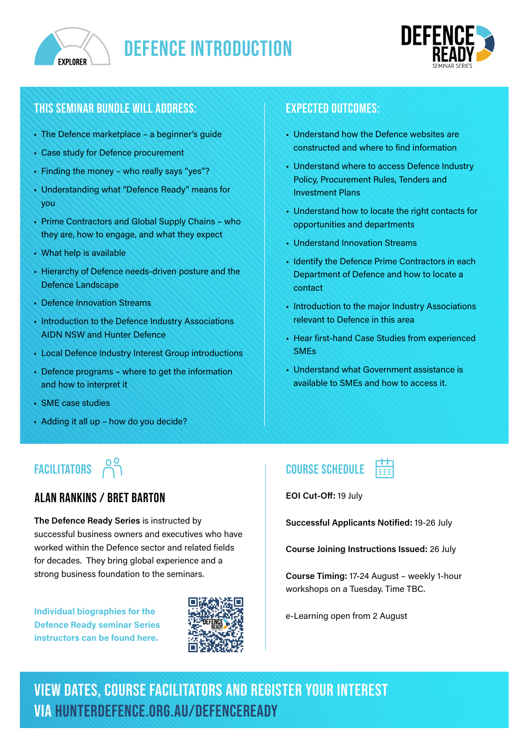EXPLORER

# DEFENCE INTRODUCTION

DEFENCE READY SEMINAR SERIES

## THIS SEMINAR BUNDLE WILL ADDRESS:

- The Defence marketplace – a beginner's guide
- Case study for Defence procurement
- Finding the money – who really says "yes"?
- Understanding what "Defence Ready" means for you
- Prime Contractors and Global Supply Chains – who they are, how to engage, and what they expect
- What help is available
- Hierarchy of Defence needs-driven posture and the Defence Landscape
- Defence Innovation Streams
- Introduction to the Defence Industry Associations AIDN NSW and Hunter Defence
- Local Defence Industry Interest Group introductions
- Defence programs – where to get the information and how to interpret it
- SME case studies
- Adding it all up – how do you decide?

## EXPECTED OUTCOMES:

- Understand how the Defence websites are constructed and where to find information
- Understand where to access Defence Industry Policy, Procurement Rules, Tenders and Investment Plans
- Understand how to locate the right contacts for opportunities and departments
- Understand Innovation Streams
- Identify the Defence Prime Contractors in each Department of Defence and how to locate a contact
- Introduction to the major Industry Associations relevant to Defence in this area
- Hear first-hand Case Studies from experienced SMEs
- Understand what Government assistance is available to SMEs and how to access it.

## FACILITATORS

### ALAN RANKINS / BRET BARTON

**The Defence Ready Series** is instructed by successful business owners and executives who have worked within the Defence sector and related fields for decades. They bring global experience and a strong foundation to the seminars.

**Individual biographies for the Defence Ready seminar Series instructors can be found here.**

## COURSE SCHEDULE

**EOI Cut-Off:** 19 July

**Successful Applicants Notified:** 19-26 July

**Course Joining Instructions Issued:** 26 July

**Course Timing:** 17-24 August – weekly 1-hour workshops on a Tuesday. Time TBC.

e-Learning open from 2 August

## VIEW DATES, COURSE FACILITATORS AND REGISTER YOUR INTEREST VIA HUNTERDEFENCE.ORG.AU/DEFENCEREADY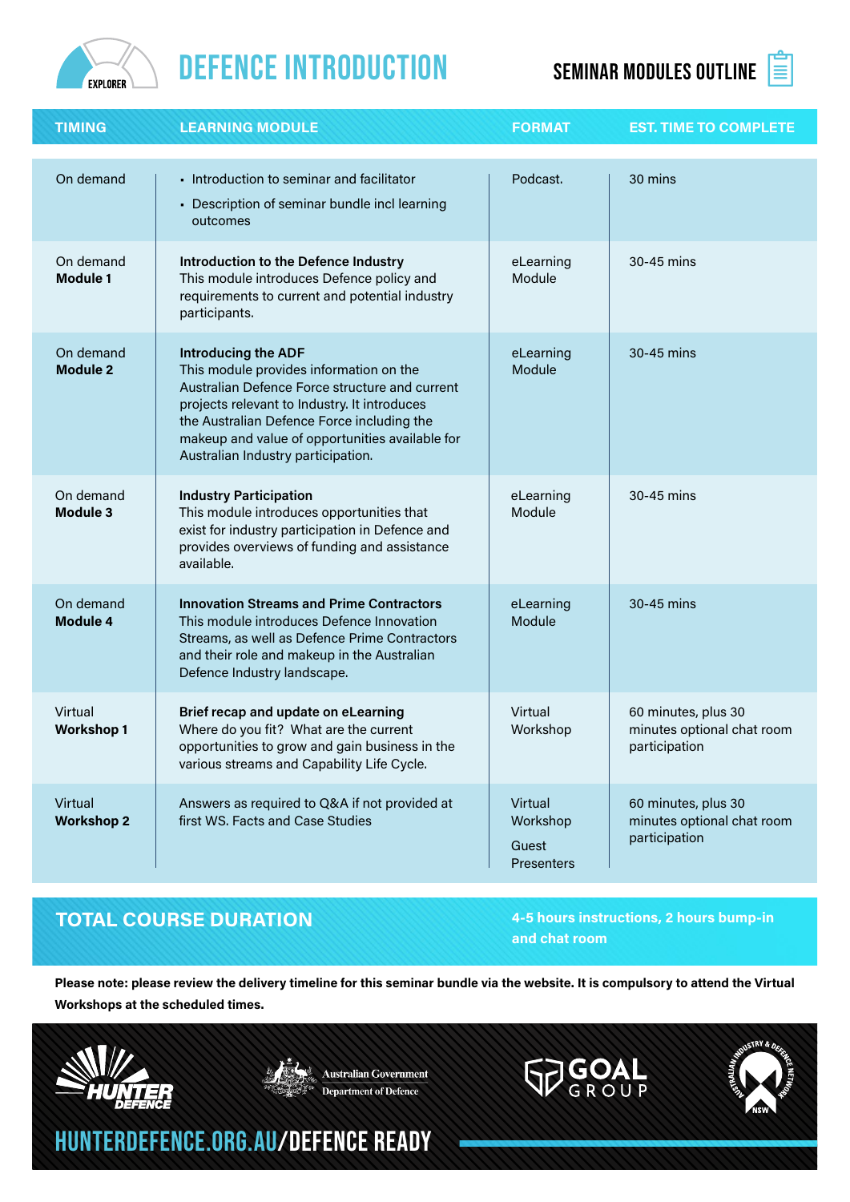EXPLORER

# DEFENCE INTRODUCTION

## SEMINAR MODULES OUTLINE

| TIMING | LEARNING MODULE | FORMAT | EST. TIME TO COMPLETE |
|---|---|---|---|
| On demand | • Introduction to seminar and facilitator<br>• Description of seminar bundle incl learning outcomes | Podcast. | 30 mins |
| On demand<br>**Module 1** | **Introduction to the Defence Industry**<br>This module introduces Defence policy and requirements to current and potential industry participants. | eLearning Module | 30-45 mins |
| On demand<br>**Module 2** | **Introducing the ADF**<br>This module provides information on the Australian Defence Force structure and current projects relevant to Industry. It introduces the Australian Defence Force including the makeup and value of opportunities available for Australian Industry participation. | eLearning Module | 30-45 mins |
| On demand<br>**Module 3** | **Industry Participation**<br>This module introduces opportunities that exist for industry participation in Defence and provides overviews of funding and assistance available. | eLearning Module | 30-45 mins |
| On demand<br>**Module 4** | **Innovation Streams and Prime Contractors**<br>This module introduces Defence Innovation Streams, as well as Defence Prime Contractors and their role and makeup in the Australian Defence Industry landscape. | eLearning Module | 30-45 mins |
| Virtual<br>**Workshop 1** | **Brief recap and update on eLearning**<br>Where do you fit? What are the current opportunities to grow and gain business in the various streams and Capability Life Cycle. | Virtual Workshop | 60 minutes, plus 30 minutes optional chat room participation |
| Virtual<br>**Workshop 2** | Answers as required to Q&A if not provided at first WS. Facts and Case Studies | Virtual Workshop<br>Guest Presenters | 60 minutes, plus 30 minutes optional chat room participation |

**TOTAL COURSE DURATION** — 4-5 hours instructions, 2 hours bump-in and chat room

**Please note: please review the delivery timeline for this seminar bundle via the website. It is compulsory to attend the Virtual Workshops at the scheduled times.**

HUNTER DEFENCE | Australian Government Department of Defence | GOAL GROUP | Australian Industry & Defence Network NSW

HUNTERDEFENCE.ORG.AU/DEFENCE READY